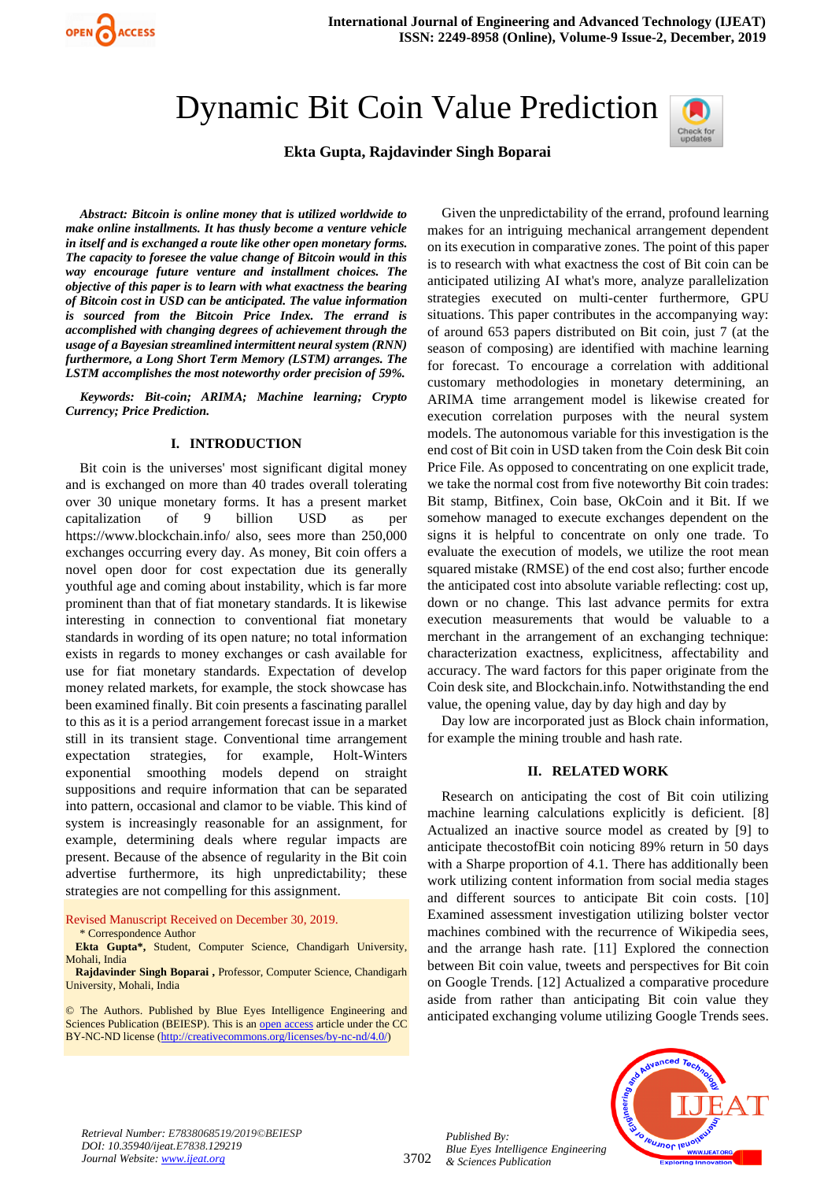# Dynamic Bit Coin Value Prediction

**Ekta Gupta, Rajdavinder Singh Boparai**

***Abstract: Bitcoin is online money that is utilized worldwide to make online installments. It has thusly become a venture vehicle in itself and is exchanged a route like other open monetary forms. The capacity to foresee the value change of Bitcoin would in this way encourage future venture and installment choices. The objective of this paper is to learn with what exactness the bearing of Bitcoin cost in USD can be anticipated. The value information is sourced from the Bitcoin Price Index. The errand is accomplished with changing degrees of achievement through the usage of a Bayesian streamlined intermittent neural system (RNN) furthermore, a Long Short Term Memory (LSTM) arranges. The LSTM accomplishes the most noteworthy order precision of 59%.***

***Keywords: Bit-coin; ARIMA; Machine learning; Crypto Currency; Price Prediction.***

## I. INTRODUCTION

Bit coin is the universes' most significant digital money and is exchanged on more than 40 trades overall tolerating over 30 unique monetary forms. It has a present market capitalization of 9 billion USD as per https://www.blockchain.info/ also, sees more than 250,000 exchanges occurring every day. As money, Bit coin offers a novel open door for cost expectation due its generally youthful age and coming about instability, which is far more prominent than that of fiat monetary standards. It is likewise interesting in connection to conventional fiat monetary standards in wording of its open nature; no total information exists in regards to money exchanges or cash available for use for fiat monetary standards. Expectation of develop money related markets, for example, the stock showcase has been examined finally. Bit coin presents a fascinating parallel to this as it is a period arrangement forecast issue in a market still in its transient stage. Conventional time arrangement expectation strategies, for example, Holt-Winters exponential smoothing models depend on straight suppositions and require information that can be separated into pattern, occasional and clamor to be viable. This kind of system is increasingly reasonable for an assignment, for example, determining deals where regular impacts are present. Because of the absence of regularity in the Bit coin advertise furthermore, its high unpredictability; these strategies are not compelling for this assignment.

Revised Manuscript Received on December 30, 2019.

\* Correspondence Author

**Ekta Gupta\***, Student, Computer Science, Chandigarh University, Mohali, India

**Rajdavinder Singh Boparai**, Professor, Computer Science, Chandigarh University, Mohali, India

© The Authors. Published by Blue Eyes Intelligence Engineering and Sciences Publication (BEIESP). This is an open access article under the CC BY-NC-ND license (http://creativecommons.org/licenses/by-nc-nd/4.0/)

Given the unpredictability of the errand, profound learning makes for an intriguing mechanical arrangement dependent on its execution in comparative zones. The point of this paper is to research with what exactness the cost of Bit coin can be anticipated utilizing AI what's more, analyze parallelization strategies executed on multi-center furthermore, GPU situations. This paper contributes in the accompanying way: of around 653 papers distributed on Bit coin, just 7 (at the season of composing) are identified with machine learning for forecast. To encourage a correlation with additional customary methodologies in monetary determining, an ARIMA time arrangement model is likewise created for execution correlation purposes with the neural system models. The autonomous variable for this investigation is the end cost of Bit coin in USD taken from the Coin desk Bit coin Price File. As opposed to concentrating on one explicit trade, we take the normal cost from five noteworthy Bit coin trades: Bit stamp, Bitfinex, Coin base, OkCoin and it Bit. If we somehow managed to execute exchanges dependent on the signs it is helpful to concentrate on only one trade. To evaluate the execution of models, we utilize the root mean squared mistake (RMSE) of the end cost also; further encode the anticipated cost into absolute variable reflecting: cost up, down or no change. This last advance permits for extra execution measurements that would be valuable to a merchant in the arrangement of an exchanging technique: characterization exactness, explicitness, affectability and accuracy. The ward factors for this paper originate from the Coin desk site, and Blockchain.info. Notwithstanding the end value, the opening value, day by day high and day by

Day low are incorporated just as Block chain information, for example the mining trouble and hash rate.

## II. RELATED WORK

Research on anticipating the cost of Bit coin utilizing machine learning calculations explicitly is deficient. [8] Actualized an inactive source model as created by [9] to anticipate thecostofBit coin noticing 89% return in 50 days with a Sharpe proportion of 4.1. There has additionally been work utilizing content information from social media stages and different sources to anticipate Bit coin costs. [10] Examined assessment investigation utilizing bolster vector machines combined with the recurrence of Wikipedia sees, and the arrange hash rate. [11] Explored the connection between Bit coin value, tweets and perspectives for Bit coin on Google Trends. [12] Actualized a comparative procedure aside from rather than anticipating Bit coin value they anticipated exchanging volume utilizing Google Trends sees.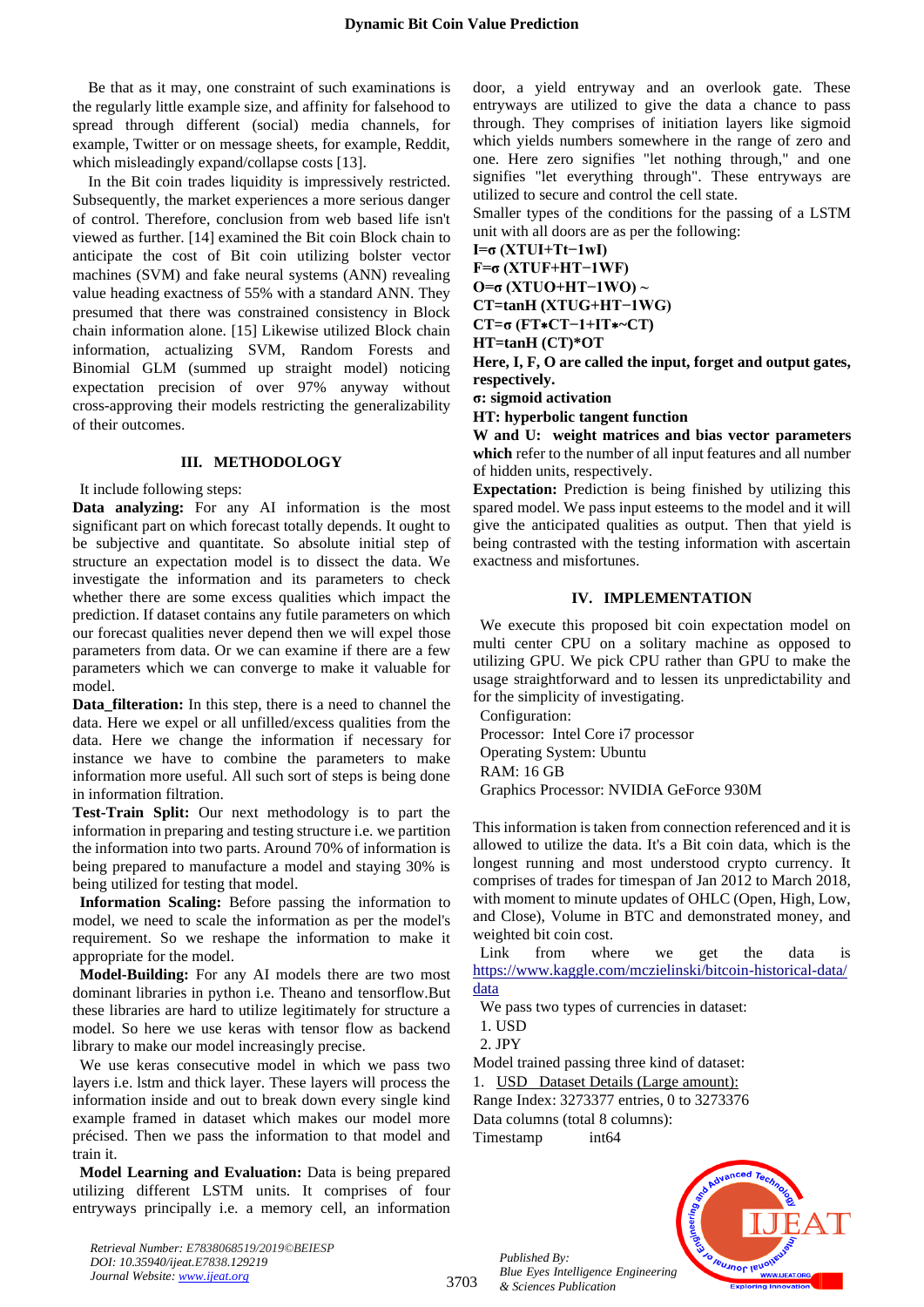Be that as it may, one constraint of such examinations is the regularly little example size, and affinity for falsehood to spread through different (social) media channels, for example, Twitter or on message sheets, for example, Reddit, which misleadingly expand/collapse costs [13].

In the Bit coin trades liquidity is impressively restricted. Subsequently, the market experiences a more serious danger of control. Therefore, conclusion from web based life isn't viewed as further. [14] examined the Bit coin Block chain to anticipate the cost of Bit coin utilizing bolster vector machines (SVM) and fake neural systems (ANN) revealing value heading exactness of 55% with a standard ANN. They presumed that there was constrained consistency in Block chain information alone. [15] Likewise utilized Block chain information, actualizing SVM, Random Forests and Binomial GLM (summed up straight model) noticing expectation precision of over 97% anyway without cross-approving their models restricting the generalizability of their outcomes.

## III. METHODOLOGY

It include following steps:

**Data analyzing:** For any AI information is the most significant part on which forecast totally depends. It ought to be subjective and quantitate. So absolute initial step of structure an expectation model is to dissect the data. We investigate the information and its parameters to check whether there are some excess qualities which impact the prediction. If dataset contains any futile parameters on which our forecast qualities never depend then we will expel those parameters from data. Or we can examine if there are a few parameters which we can converge to make it valuable for model.

**Data_filteration:** In this step, there is a need to channel the data. Here we expel or all unfilled/excess qualities from the data. Here we change the information if necessary for instance we have to combine the parameters to make information more useful. All such sort of steps is being done in information filtration.

**Test-Train Split:** Our next methodology is to part the information in preparing and testing structure i.e. we partition the information into two parts. Around 70% of information is being prepared to manufacture a model and staying 30% is being utilized for testing that model.

**Information Scaling:** Before passing the information to model, we need to scale the information as per the model's requirement. So we reshape the information to make it appropriate for the model.

**Model-Building:** For any AI models there are two most dominant libraries in python i.e. Theano and tensorflow.But these libraries are hard to utilize legitimately for structure a model. So here we use keras with tensor flow as backend library to make our model increasingly precise.

We use keras consecutive model in which we pass two layers i.e. lstm and thick layer. These layers will process the information inside and out to break down every single kind example framed in dataset which makes our model more précised. Then we pass the information to that model and train it.

**Model Learning and Evaluation:** Data is being prepared utilizing different LSTM units. It comprises of four entryways principally i.e. a memory cell, an information door, a yield entryway and an overlook gate. These entryways are utilized to give the data a chance to pass through. They comprises of initiation layers like sigmoid which yields numbers somewhere in the range of zero and one. Here zero signifies "let nothing through," and one signifies "let everything through". These entryways are utilized to secure and control the cell state.

Smaller types of the conditions for the passing of a LSTM unit with all doors are as per the following:

**I=σ (XTUI+Tt−1wI)**

**F=σ (XTUF+HT−1WF)**

**O=σ (XTUO+HT−1WO) ~**

**CT=tanH (XTUG+HT−1WG)**

**CT=σ (FT∗CT−1+IT∗~CT)**

**HT=tanH (CT)*OT**

**Here, I, F, O are called the input, forget and output gates, respectively.**

**σ: sigmoid activation**

**HT: hyperbolic tangent function**

**W and U: weight matrices and bias vector parameters which** refer to the number of all input features and all number of hidden units, respectively.

**Expectation:** Prediction is being finished by utilizing this spared model. We pass input esteems to the model and it will give the anticipated qualities as output. Then that yield is being contrasted with the testing information with ascertain exactness and misfortunes.

## IV. IMPLEMENTATION

We execute this proposed bit coin expectation model on multi center CPU on a solitary machine as opposed to utilizing GPU. We pick CPU rather than GPU to make the usage straightforward and to lessen its unpredictability and for the simplicity of investigating.

Configuration:
Processor: Intel Core i7 processor
Operating System: Ubuntu
RAM: 16 GB
Graphics Processor: NVIDIA GeForce 930M

This information is taken from connection referenced and it is allowed to utilize the data. It's a Bit coin data, which is the longest running and most understood crypto currency. It comprises of trades for timespan of Jan 2012 to March 2018, with moment to minute updates of OHLC (Open, High, Low, and Close), Volume in BTC and demonstrated money, and weighted bit coin cost.

Link from where we get the data is https://www.kaggle.com/mczielinski/bitcoin-historical-data/data

We pass two types of currencies in dataset:

1. USD
2. JPY

Model trained passing three kind of dataset:

1. USD Dataset Details (Large amount):

Range Index: 3273377 entries, 0 to 3273376
Data columns (total 8 columns):
Timestamp int64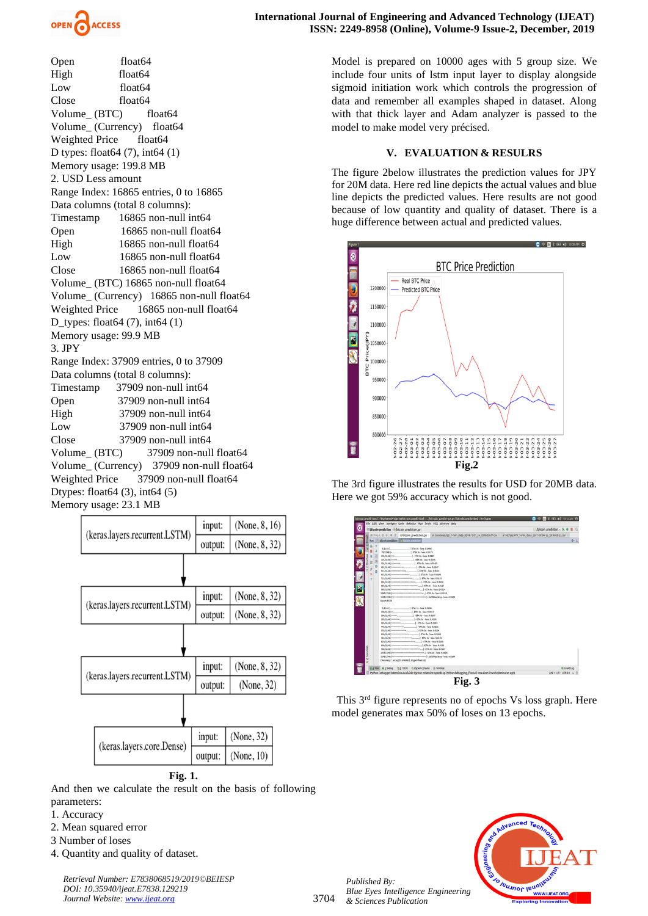Open        float64
High        float64
Low        float64
Close        float64
Volume_ (BTC)        float64
Volume_ (Currency)    float64
Weighted Price        float64
D types: float64 (7), int64 (1)
Memory usage: 199.8 MB

2. USD Less amount

Range Index: 16865 entries, 0 to 16865
Data columns (total 8 columns):
Timestamp    16865 non-null int64
Open        16865 non-null float64
High        16865 non-null float64
Low        16865 non-null float64
Close        16865 non-null float64
Volume_ (BTC) 16865 non-null float64
Volume_ (Currency)   16865 non-null float64
Weighted Price    16865 non-null float64
D_types: float64 (7), int64 (1)
Memory usage: 99.9 MB

3. JPY

Range Index: 37909 entries, 0 to 37909
Data columns (total 8 columns):
Timestamp    37909 non-null int64
Open        37909 non-null int64
High        37909 non-null int64
Low        37909 non-null int64
Close        37909 non-null int64
Volume_ (BTC)     37909 non-null float64
Volume_ (Currency)   37909 non-null float64
Weighted Price    37909 non-null float64
Dtypes: float64 (3), int64 (5)
Memory usage: 23.1 MB

Fig. 1.

And then we calculate the result on the basis of following parameters:

1. Accuracy
2. Mean squared error
3 Number of loses
4. Quantity and quality of dataset.

Model is prepared on 10000 ages with 5 group size. We include four units of lstm input layer to display alongside sigmoid initiation work which controls the progression of data and remember all examples shaped in dataset. Along with that thick layer and Adam analyzer is passed to the model to make model very précised.

## V. EVALUATION & RESULRS

The figure 2below illustrates the prediction values for JPY for 20M data. Here red line depicts the actual values and blue line depicts the predicted values. Here results are not good because of low quantity and quality of dataset. There is a huge difference between actual and predicted values.

Fig.2

The 3rd figure illustrates the results for USD for 20MB data. Here we got 59% accuracy which is not good.

Fig. 3

This 3[rd] figure represents no of epochs Vs loss graph. Here model generates max 50% of loses on 13 epochs.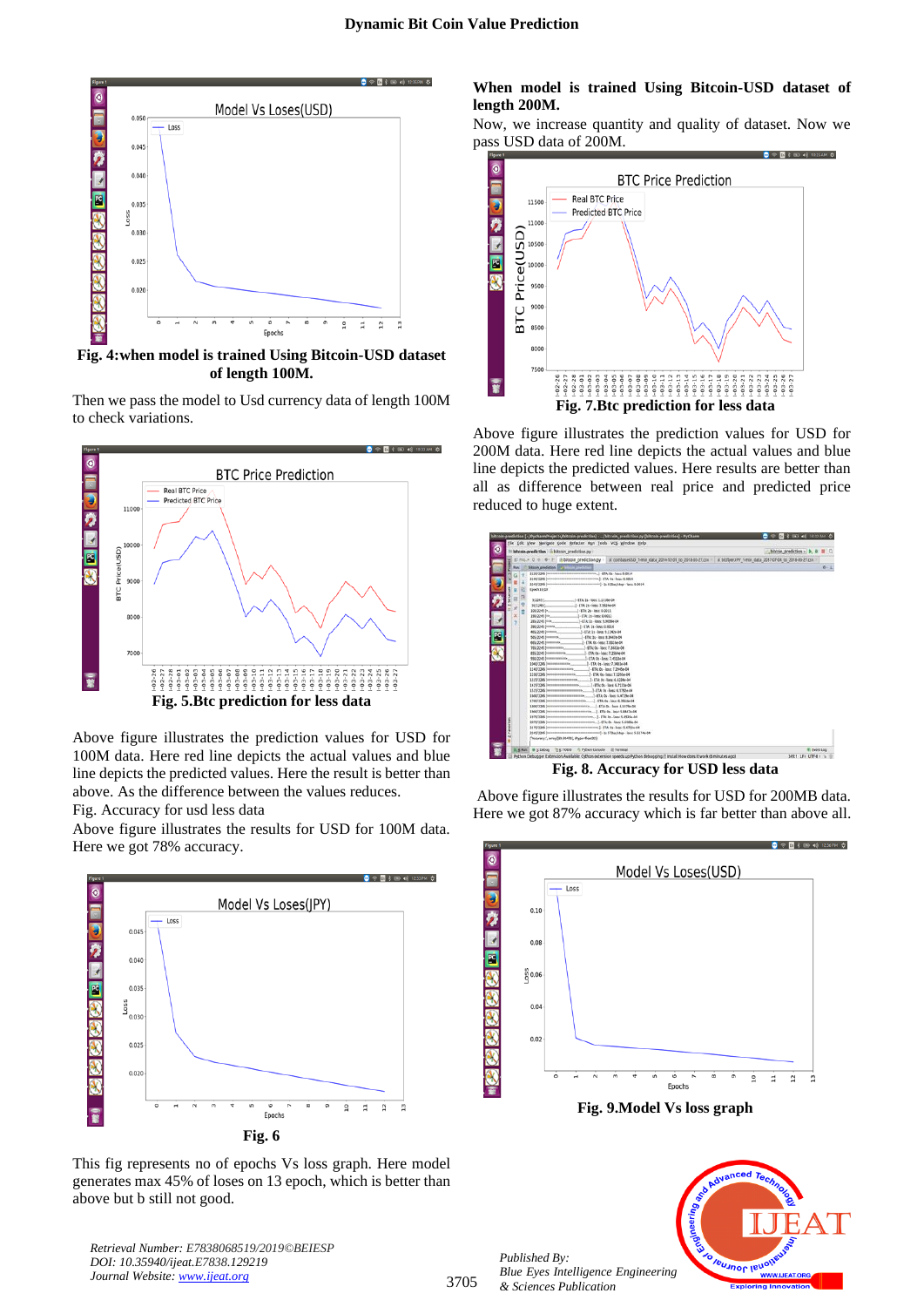**Fig. 4:when model is trained Using Bitcoin-USD dataset of length 100M.**

Then we pass the model to Usd currency data of length 100M to check variations.

**Fig. 5.Btc prediction for less data**

Above figure illustrates the prediction values for USD for 100M data. Here red line depicts the actual values and blue line depicts the predicted values. Here the result is better than above. As the difference between the values reduces.

Fig. Accuracy for usd less data

Above figure illustrates the results for USD for 100M data. Here we got 78% accuracy.

**Fig. 6**

This fig represents no of epochs Vs loss graph. Here model generates max 45% of loses on 13 epoch, which is better than above but b still not good.

**When model is trained Using Bitcoin-USD dataset of length 200M.**

Now, we increase quantity and quality of dataset. Now we pass USD data of 200M.

**Fig. 7.Btc prediction for less data**

Above figure illustrates the prediction values for USD for 200M data. Here red line depicts the actual values and blue line depicts the predicted values. Here results are better than all as difference between real price and predicted price reduced to huge extent.

**Fig. 8. Accuracy for USD less data**

Above figure illustrates the results for USD for 200MB data. Here we got 87% accuracy which is far better than above all.

**Fig. 9.Model Vs loss graph**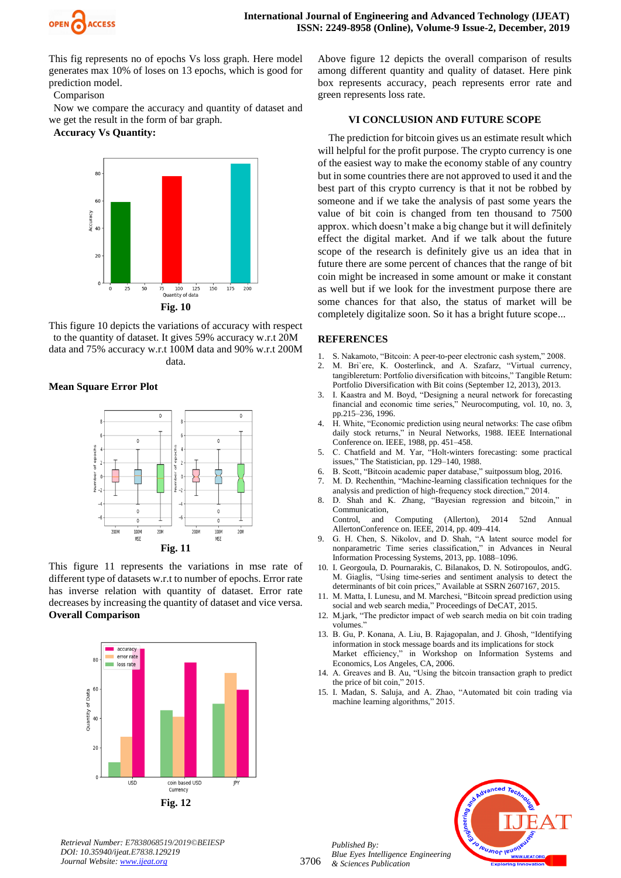This fig represents no of epochs Vs loss graph. Here model generates max 10% of loses on 13 epochs, which is good for prediction model.

Comparison

Now we compare the accuracy and quantity of dataset and we get the result in the form of bar graph.

**Accuracy Vs Quantity:**

**Fig. 10**

This figure 10 depicts the variations of accuracy with respect to the quantity of dataset. It gives 59% accuracy w.r.t 20M data and 75% accuracy w.r.t 100M data and 90% w.r.t 200M data.

**Mean Square Error Plot**

**Fig. 11**

This figure 11 represents the variations in mse rate of different type of datasets w.r.t to number of epochs. Error rate has inverse relation with quantity of dataset. Error rate decreases by increasing the quantity of dataset and vice versa.

**Overall Comparison**

**Fig. 12**

Above figure 12 depicts the overall comparison of results among different quantity and quality of dataset. Here pink box represents accuracy, peach represents error rate and green represents loss rate.

## VI CONCLUSION AND FUTURE SCOPE

The prediction for bitcoin gives us an estimate result which will helpful for the profit purpose. The crypto currency is one of the easiest way to make the economy stable of any country but in some countries there are not approved to used it and the best part of this crypto currency is that it not be robbed by someone and if we take the analysis of past some years the value of bit coin is changed from ten thousand to 7500 approx. which doesn't make a big change but it will definitely effect the digital market. And if we talk about the future scope of the research is definitely give us an idea that in future there are some percent of chances that the range of bit coin might be increased in some amount or make it constant as well but if we look for the investment purpose there are some chances for that also, the status of market will be completely digitalize soon. So it has a bright future scope...

## REFERENCES

1. S. Nakamoto, "Bitcoin: A peer-to-peer electronic cash system," 2008.
2. M. Bri`ere, K. Oosterlinck, and A. Szafarz, "Virtual currency, tangiblereturn: Portfolio diversification with bitcoins," Tangible Return: Portfolio Diversification with Bit coins (September 12, 2013), 2013.
3. I. Kaastra and M. Boyd, "Designing a neural network for forecasting financial and economic time series," Neurocomputing, vol. 10, no. 3, pp.215–236, 1996.
4. H. White, "Economic prediction using neural networks: The case ofibm daily stock returns," in Neural Networks, 1988. IEEE International Conference on. IEEE, 1988, pp. 451–458.
5. C. Chatfield and M. Yar, "Holt-winters forecasting: some practical issues," The Statistician, pp. 129–140, 1988.
6. B. Scott, "Bitcoin academic paper database," suitpossum blog, 2016.
7. M. D. Rechenthin, "Machine-learning classification techniques for the analysis and prediction of high-frequency stock direction," 2014.
8. D. Shah and K. Zhang, "Bayesian regression and bitcoin," in Communication, Control, and Computing (Allerton), 2014 52nd Annual AllertonConference on. IEEE, 2014, pp. 409–414.
9. G. H. Chen, S. Nikolov, and D. Shah, "A latent source model for nonparametric Time series classification," in Advances in Neural Information Processing Systems, 2013, pp. 1088–1096.
10. I. Georgoula, D. Pournarakis, C. Bilanakos, D. N. Sotiropoulos, andG. M. Giaglis, "Using time-series and sentiment analysis to detect the determinants of bit coin prices," Available at SSRN 2607167, 2015.
11. M. Matta, I. Lunesu, and M. Marchesi, "Bitcoin spread prediction using social and web search media," Proceedings of DeCAT, 2015.
12. M.jark, "The predictor impact of web search media on bit coin trading volumes."
13. B. Gu, P. Konana, A. Liu, B. Rajagopalan, and J. Ghosh, "Identifying information in stock message boards and its implications for stock Market efficiency," in Workshop on Information Systems and Economics, Los Angeles, CA, 2006.
14. A. Greaves and B. Au, "Using the bitcoin transaction graph to predict the price of bit coin," 2015.
15. I. Madan, S. Saluja, and A. Zhao, "Automated bit coin trading via machine learning algorithms," 2015.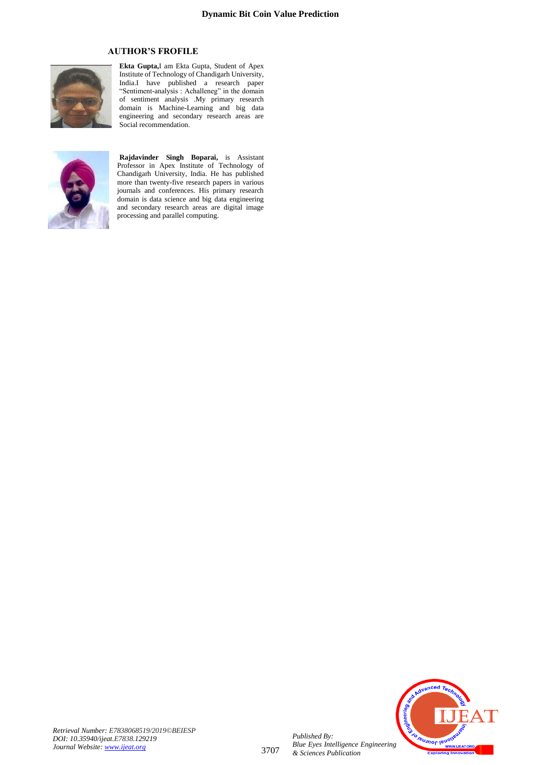## AUTHOR'S FROFILE

**Ekta Gupta,**I am Ekta Gupta, Student of Apex Institute of Technology of Chandigarh University, India.I have published a research paper "Sentiment-analysis : Achalleneg" in the domain of sentiment analysis .My primary research domain is Machine-Learning and big data engineering and secondary research areas are Social recommendation.

**Rajdavinder Singh Boparai,** is Assistant Professor in Apex Institute of Technology of Chandigarh University, India. He has published more than twenty-five research papers in various journals and conferences. His primary research domain is data science and big data engineering and secondary research areas are digital image processing and parallel computing.